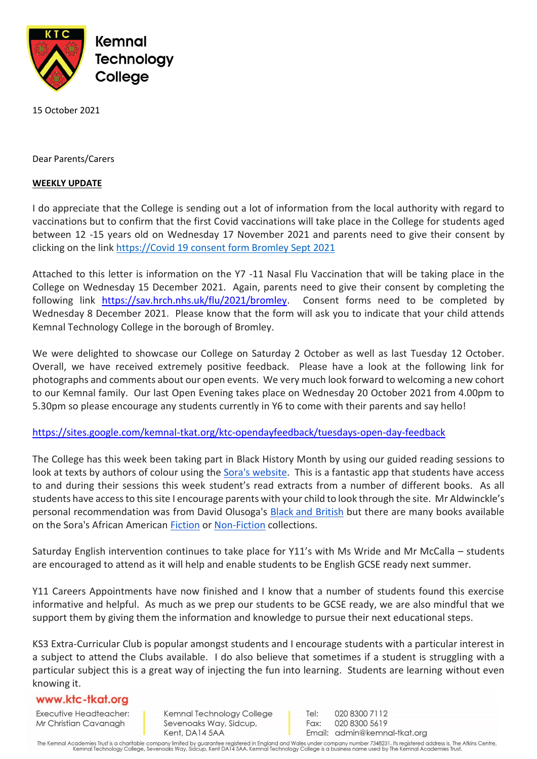Kemnal Technology College

15 October 2021

Dear Parents/Carers

**WEEKLY UPDATE**

I do appreciate that the College is sending out a lot of information from the local authority with regard to vaccinations but to confirm that the first Covid vaccinations will take place in the College for students aged between 12 -15 years old on Wednesday 17 November 2021 and parents need to give their consent by clicking on the link [https://Covid 19 consent form Bromley Sept 2021](https://Covid 19 consent form Bromley Sept 2021)

Attached to this letter is information on the Y7 -11 Nasal Flu Vaccination that will be taking place in the College on Wednesday 15 December 2021. Again, parents need to give their consent by completing the following link [https://sav.hrch.nhs.uk/flu/2021/bromley](https://sav.hrch.nhs.uk/flu/2021/bromley). Consent forms need to be completed by Wednesday 8 December 2021. Please know that the form will ask you to indicate that your child attends Kemnal Technology College in the borough of Bromley.

We were delighted to showcase our College on Saturday 2 October as well as last Tuesday 12 October. Overall, we have received extremely positive feedback. Please have a look at the following link for photographs and comments about our open events. We very much look forward to welcoming a new cohort to our Kemnal family. Our last Open Evening takes place on Wednesday 20 October 2021 from 4.00pm to 5.30pm so please encourage any students currently in Y6 to come with their parents and say hello!

[https://sites.google.com/kemnal-tkat.org/ktc-opendayfeedback/tuesdays-open-day-feedback](https://sites.google.com/kemnal-tkat.org/ktc-opendayfeedback/tuesdays-open-day-feedback)

The College has this week been taking part in Black History Month by using our guided reading sessions to look at texts by authors of colour using the Sora's website. This is a fantastic app that students have access to and during their sessions this week student's read extracts from a number of different books. As all students have access to this site I encourage parents with your child to look through the site. Mr Aldwinckle's personal recommendation was from David Olusoga's Black and British but there are many books available on the Sora's African American Fiction or Non-Fiction collections.

Saturday English intervention continues to take place for Y11's with Ms Wride and Mr McCalla – students are encouraged to attend as it will help and enable students to be English GCSE ready next summer.

Y11 Careers Appointments have now finished and I know that a number of students found this exercise informative and helpful. As much as we prep our students to be GCSE ready, we are also mindful that we support them by giving them the information and knowledge to pursue their next educational steps.

KS3 Extra-Curricular Club is popular amongst students and I encourage students with a particular interest in a subject to attend the Clubs available. I do also believe that sometimes if a student is struggling with a particular subject this is a great way of injecting the fun into learning. Students are learning without even knowing it.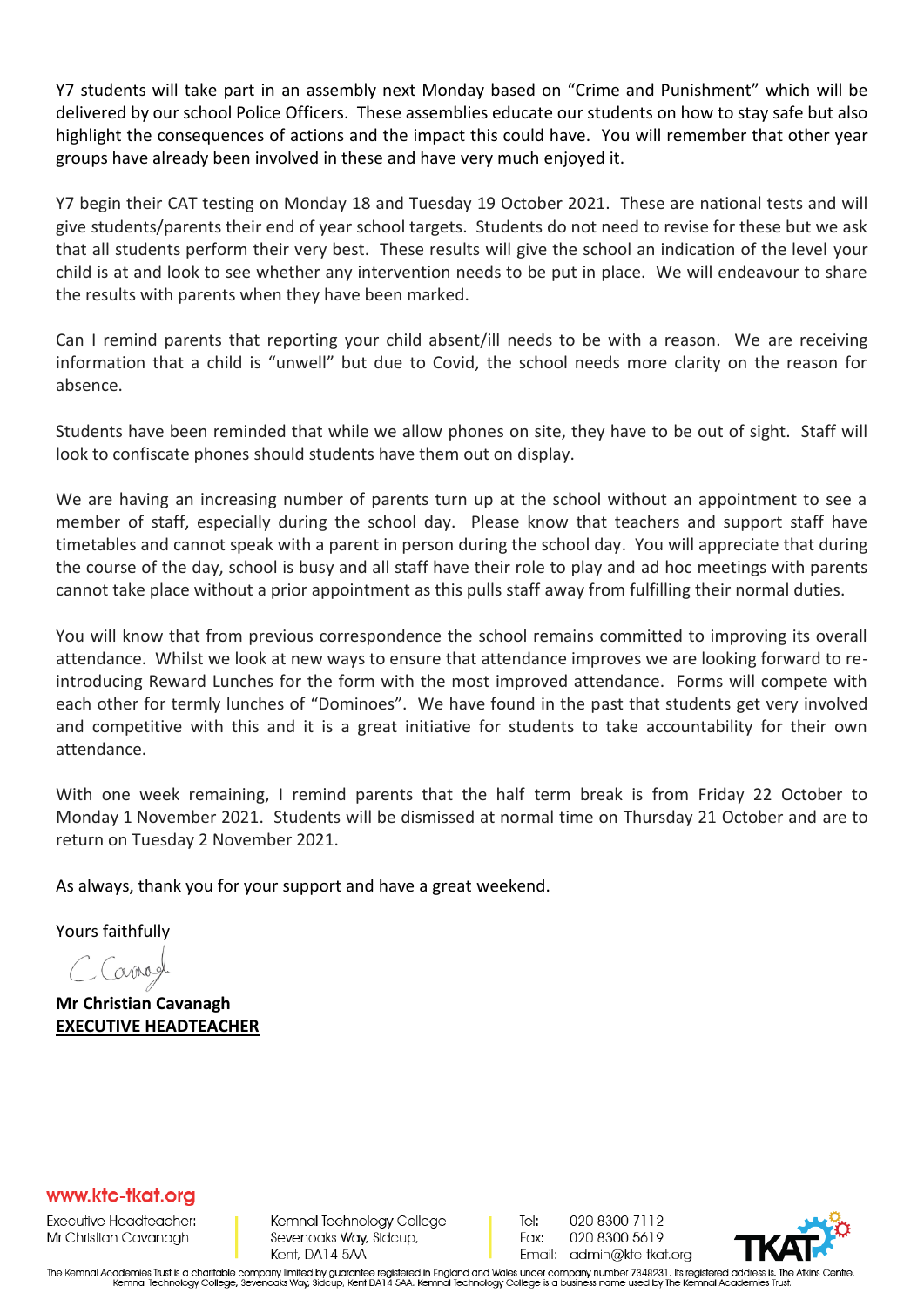Y7 students will take part in an assembly next Monday based on "Crime and Punishment" which will be delivered by our school Police Officers. These assemblies educate our students on how to stay safe but also highlight the consequences of actions and the impact this could have. You will remember that other year groups have already been involved in these and have very much enjoyed it.

Y7 begin their CAT testing on Monday 18 and Tuesday 19 October 2021. These are national tests and will give students/parents their end of year school targets. Students do not need to revise for these but we ask that all students perform their very best. These results will give the school an indication of the level your child is at and look to see whether any intervention needs to be put in place. We will endeavour to share the results with parents when they have been marked.

Can I remind parents that reporting your child absent/ill needs to be with a reason. We are receiving information that a child is "unwell" but due to Covid, the school needs more clarity on the reason for absence.

Students have been reminded that while we allow phones on site, they have to be out of sight. Staff will look to confiscate phones should students have them out on display.

We are having an increasing number of parents turn up at the school without an appointment to see a member of staff, especially during the school day. Please know that teachers and support staff have timetables and cannot speak with a parent in person during the school day. You will appreciate that during the course of the day, school is busy and all staff have their role to play and ad hoc meetings with parents cannot take place without a prior appointment as this pulls staff away from fulfilling their normal duties.

You will know that from previous correspondence the school remains committed to improving its overall attendance. Whilst we look at new ways to ensure that attendance improves we are looking forward to re-introducing Reward Lunches for the form with the most improved attendance. Forms will compete with each other for termly lunches of "Dominoes". We have found in the past that students get very involved and competitive with this and it is a great initiative for students to take accountability for their own attendance.

With one week remaining, I remind parents that the half term break is from Friday 22 October to Monday 1 November 2021. Students will be dismissed at normal time on Thursday 21 October and are to return on Tuesday 2 November 2021.

As always, thank you for your support and have a great weekend.

Yours faithfully

C Cavanagh

**Mr Christian Cavanagh**
**EXECUTIVE HEADTEACHER**

www.ktc-tkat.org

Executive Headteacher: Mr Christian Cavanagh

Kemnal Technology College
Sevenoaks Way, Sidcup,
Kent, DA14 5AA

Tel: 020 8300 7112
Fax: 020 8300 5619
Email: admin@ktc-tkat.org

The Kemnal Academies Trust is a charitable company limited by guarantee registered in England and Wales under company number 7348231. Its registered address is, The Atkins Centre, Kemnal Technology College, Sevenoaks Way, Sidcup, Kent DA14 5AA. Kemnal Technology College is a business name used by The Kemnal Academies Trust.